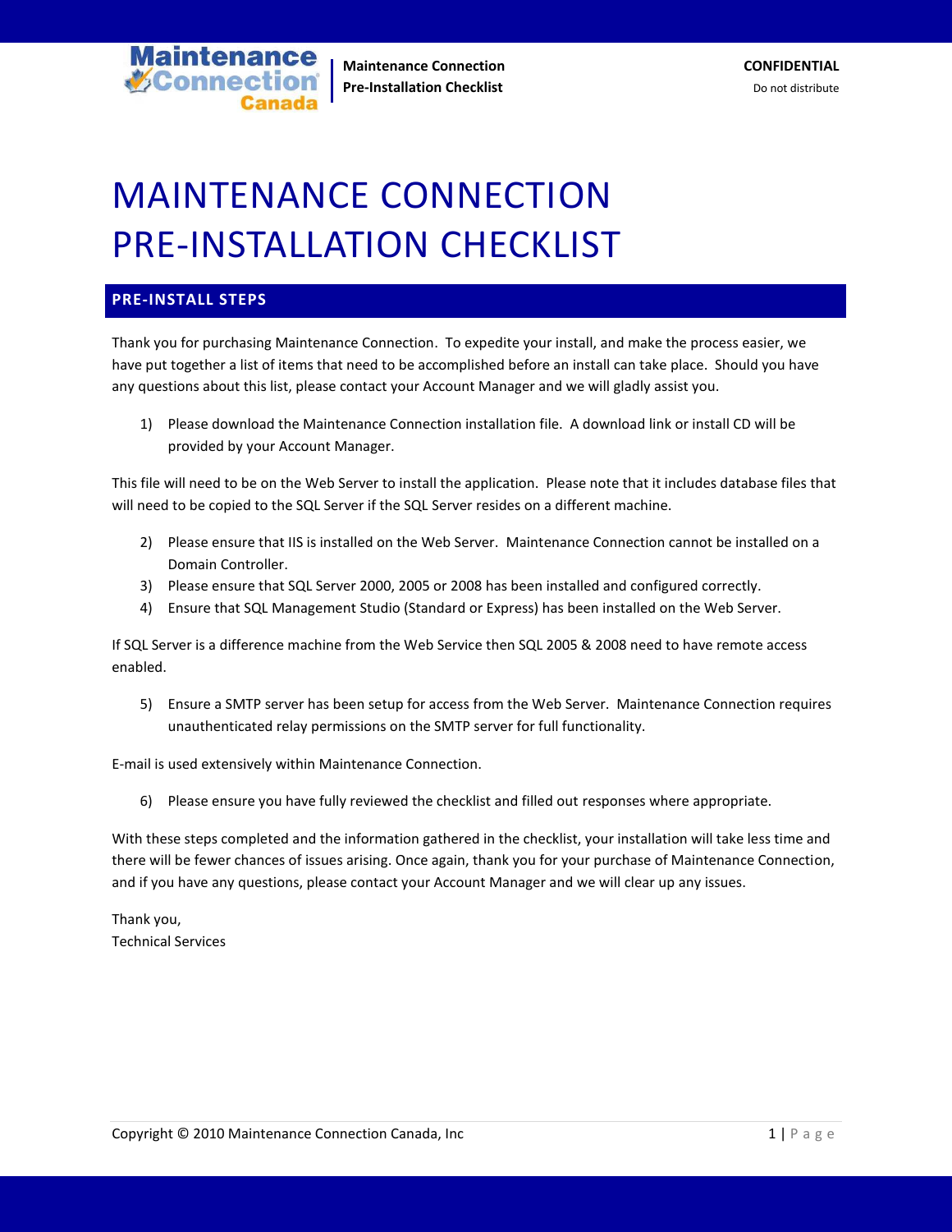# MAINTENANCE CONNECTION PRE-INSTALLATION CHECKLIST

## PRE-INSTALL STEPS

Thank you for purchasing Maintenance Connection. To expedite your install, and make the process easier, we have put together a list of items that need to be accomplished before an install can take place. Should you have any questions about this list, please contact your Account Manager and we will gladly assist you.

1) Please download the Maintenance Connection installation file. A download link or install CD will be provided by your Account Manager.

This file will need to be on the Web Server to install the application. Please note that it includes database files that will need to be copied to the SQL Server if the SQL Server resides on a different machine.

2) Please ensure that IIS is installed on the Web Server. Maintenance Connection cannot be installed on a Domain Controller.
3) Please ensure that SQL Server 2000, 2005 or 2008 has been installed and configured correctly.
4) Ensure that SQL Management Studio (Standard or Express) has been installed on the Web Server.

If SQL Server is a difference machine from the Web Service then SQL 2005 & 2008 need to have remote access enabled.

5) Ensure a SMTP server has been setup for access from the Web Server. Maintenance Connection requires unauthenticated relay permissions on the SMTP server for full functionality.

E-mail is used extensively within Maintenance Connection.

6) Please ensure you have fully reviewed the checklist and filled out responses where appropriate.

With these steps completed and the information gathered in the checklist, your installation will take less time and there will be fewer chances of issues arising. Once again, thank you for your purchase of Maintenance Connection, and if you have any questions, please contact your Account Manager and we will clear up any issues.

Thank you,
Technical Services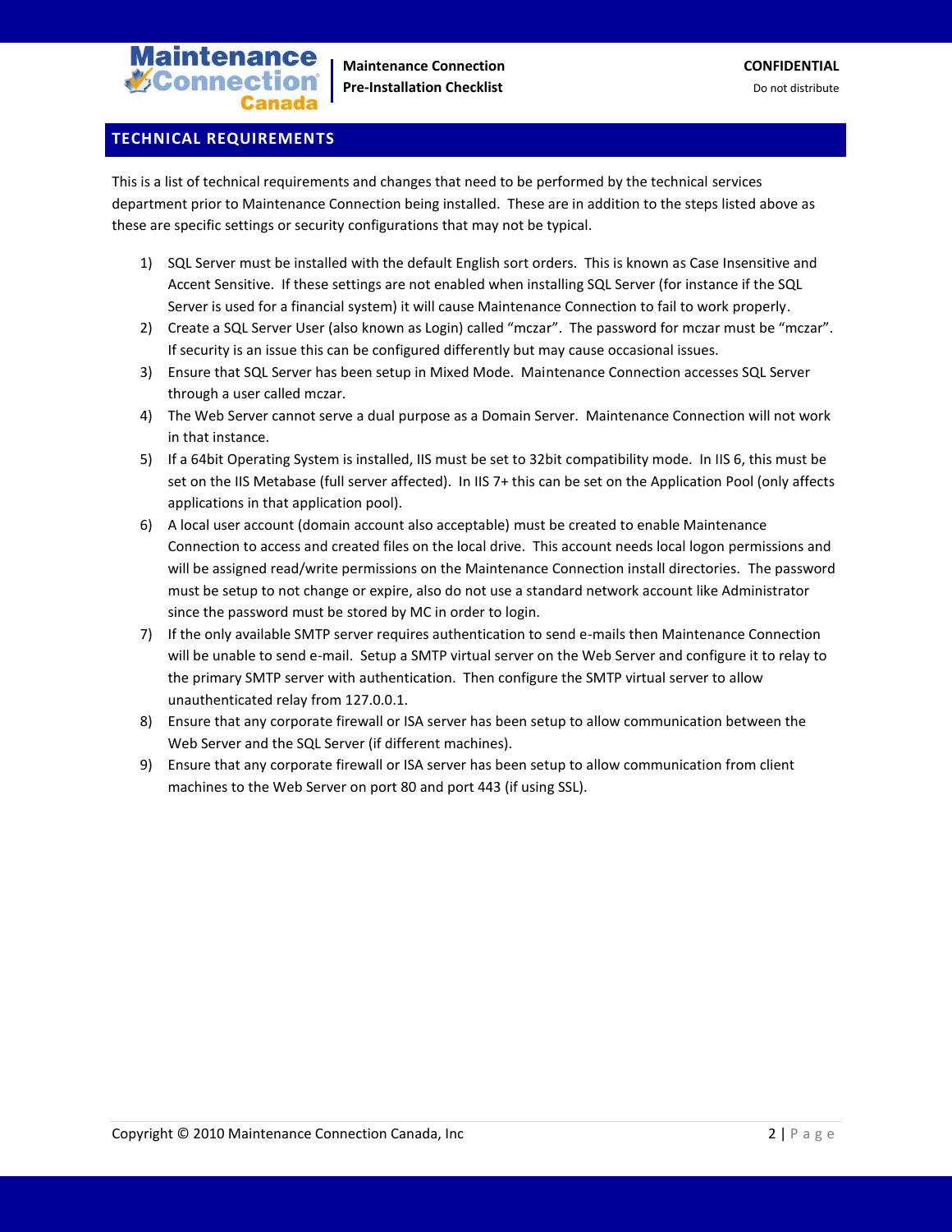## TECHNICAL REQUIREMENTS

This is a list of technical requirements and changes that need to be performed by the technical services department prior to Maintenance Connection being installed. These are in addition to the steps listed above as these are specific settings or security configurations that may not be typical.

1) SQL Server must be installed with the default English sort orders. This is known as Case Insensitive and Accent Sensitive. If these settings are not enabled when installing SQL Server (for instance if the SQL Server is used for a financial system) it will cause Maintenance Connection to fail to work properly.
2) Create a SQL Server User (also known as Login) called "mczar". The password for mczar must be "mczar". If security is an issue this can be configured differently but may cause occasional issues.
3) Ensure that SQL Server has been setup in Mixed Mode. Maintenance Connection accesses SQL Server through a user called mczar.
4) The Web Server cannot serve a dual purpose as a Domain Server. Maintenance Connection will not work in that instance.
5) If a 64bit Operating System is installed, IIS must be set to 32bit compatibility mode. In IIS 6, this must be set on the IIS Metabase (full server affected). In IIS 7+ this can be set on the Application Pool (only affects applications in that application pool).
6) A local user account (domain account also acceptable) must be created to enable Maintenance Connection to access and created files on the local drive. This account needs local logon permissions and will be assigned read/write permissions on the Maintenance Connection install directories. The password must be setup to not change or expire, also do not use a standard network account like Administrator since the password must be stored by MC in order to login.
7) If the only available SMTP server requires authentication to send e-mails then Maintenance Connection will be unable to send e-mail. Setup a SMTP virtual server on the Web Server and configure it to relay to the primary SMTP server with authentication. Then configure the SMTP virtual server to allow unauthenticated relay from 127.0.0.1.
8) Ensure that any corporate firewall or ISA server has been setup to allow communication between the Web Server and the SQL Server (if different machines).
9) Ensure that any corporate firewall or ISA server has been setup to allow communication from client machines to the Web Server on port 80 and port 443 (if using SSL).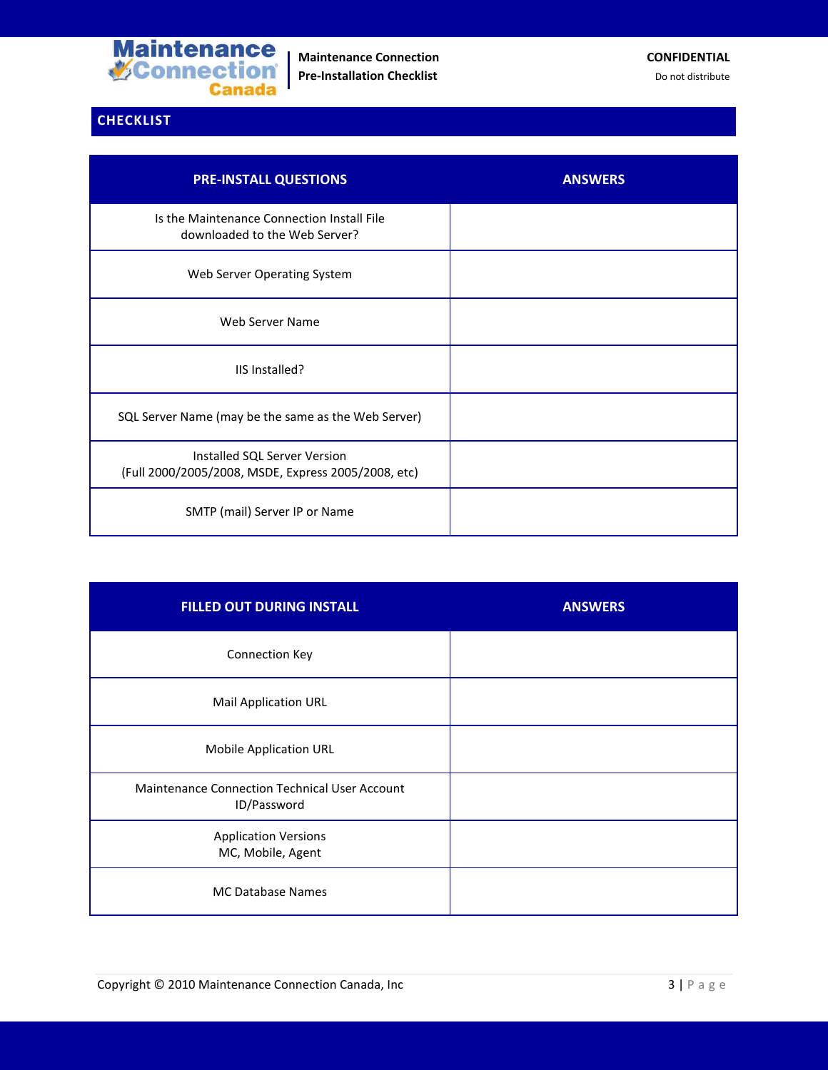## CHECKLIST

| PRE-INSTALL QUESTIONS | ANSWERS |
| --- | --- |
| Is the Maintenance Connection Install File downloaded to the Web Server? | |
| Web Server Operating System | |
| Web Server Name | |
| IIS Installed? | |
| SQL Server Name (may be the same as the Web Server) | |
| Installed SQL Server Version (Full 2000/2005/2008, MSDE, Express 2005/2008, etc) | |
| SMTP (mail) Server IP or Name | |

| FILLED OUT DURING INSTALL | ANSWERS |
| --- | --- |
| Connection Key | |
| Mail Application URL | |
| Mobile Application URL | |
| Maintenance Connection Technical User Account ID/Password | |
| Application Versions MC, Mobile, Agent | |
| MC Database Names | |